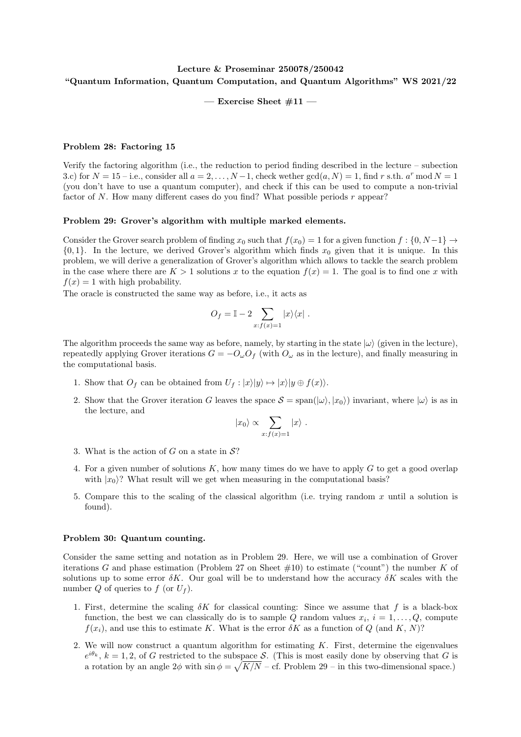**Lecture & Proseminar 250078/250042**
**"Quantum Information, Quantum Computation, and Quantum Algorithms" WS 2021/22**

**— Exercise Sheet #11 —**

### Problem 28: Factoring 15

Verify the factoring algorithm (i.e., the reduction to period finding described in the lecture – subection 3.c) for $N = 15$ – i.e., consider all $a = 2, \ldots, N-1$, check wether $\gcd(a, N) = 1$, find $r$ s.th. $a^r \bmod N = 1$ (you don't have to use a quantum computer), and check if this can be used to compute a non-trivial factor of $N$. How many different cases do you find? What possible periods $r$ appear?

### Problem 29: Grover's algorithm with multiple marked elements.

Consider the Grover search problem of finding $x_0$ such that $f(x_0) = 1$ for a given function $f : \{0, N-1\} \to \{0, 1\}$. In the lecture, we derived Grover's algorithm which finds $x_0$ given that it is unique. In this problem, we will derive a generalization of Grover's algorithm which allows to tackle the search problem in the case where there are $K > 1$ solutions $x$ to the equation $f(x) = 1$. The goal is to find one $x$ with $f(x) = 1$ with high probability.
The oracle is constructed the same way as before, i.e., it acts as

$$O_f = \mathbb{I} - 2 \sum_{x: f(x)=1} |x\rangle\langle x| \ .$$

The algorithm proceeds the same way as before, namely, by starting in the state $|\omega\rangle$ (given in the lecture), repeatedly applying Grover iterations $G = -O_\omega O_f$ (with $O_\omega$ as in the lecture), and finally measuring in the computational basis.

1. Show that $O_f$ can be obtained from $U_f : |x\rangle|y\rangle \mapsto |x\rangle|y \oplus f(x)\rangle$.
2. Show that the Grover iteration $G$ leaves the space $\mathcal{S} = \mathrm{span}(|\omega\rangle, |x_0\rangle)$ invariant, where $|\omega\rangle$ is as in the lecture, and
$$|x_0\rangle \propto \sum_{x: f(x)=1} |x\rangle \ .$$
3. What is the action of $G$ on a state in $\mathcal{S}$?
4. For a given number of solutions $K$, how many times do we have to apply $G$ to get a good overlap with $|x_0\rangle$? What result will we get when measuring in the computational basis?
5. Compare this to the scaling of the classical algorithm (i.e. trying random $x$ until a solution is found).

### Problem 30: Quantum counting.

Consider the same setting and notation as in Problem 29. Here, we will use a combination of Grover iterations $G$ and phase estimation (Problem 27 on Sheet #10) to estimate ("count") the number $K$ of solutions up to some error $\delta K$. Our goal will be to understand how the accuracy $\delta K$ scales with the number $Q$ of queries to $f$ (or $U_f$).

1. First, determine the scaling $\delta K$ for classical counting: Since we assume that $f$ is a black-box function, the best we can classically do is to sample $Q$ random values $x_i$, $i = 1, \ldots, Q$, compute $f(x_i)$, and use this to estimate $K$. What is the error $\delta K$ as a function of $Q$ (and $K$, $N$)?
2. We will now construct a quantum algorithm for estimating $K$. First, determine the eigenvalues $e^{i\theta_k}$, $k = 1, 2$, of $G$ restricted to the subspace $\mathcal{S}$. (This is most easily done by observing that $G$ is a rotation by an angle $2\phi$ with $\sin \phi = \sqrt{K/N}$ – cf. Problem 29 – in this two-dimensional space.)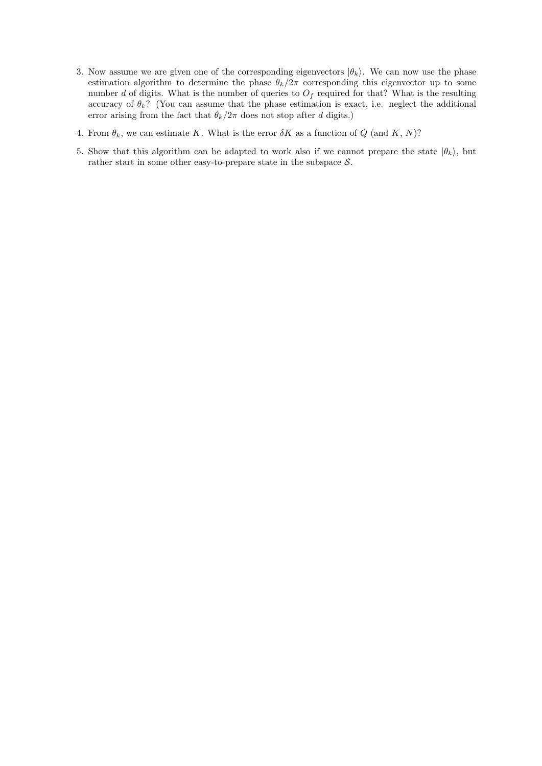3. Now assume we are given one of the corresponding eigenvectors $|\theta_k\rangle$. We can now use the phase estimation algorithm to determine the phase $\theta_k/2\pi$ corresponding this eigenvector up to some number $d$ of digits. What is the number of queries to $O_f$ required for that? What is the resulting accuracy of $\theta_k$? (You can assume that the phase estimation is exact, i.e. neglect the additional error arising from the fact that $\theta_k/2\pi$ does not stop after $d$ digits.)

4. From $\theta_k$, we can estimate $K$. What is the error $\delta K$ as a function of $Q$ (and $K$, $N$)?

5. Show that this algorithm can be adapted to work also if we cannot prepare the state $|\theta_k\rangle$, but rather start in some other easy-to-prepare state in the subspace $\mathcal{S}$.